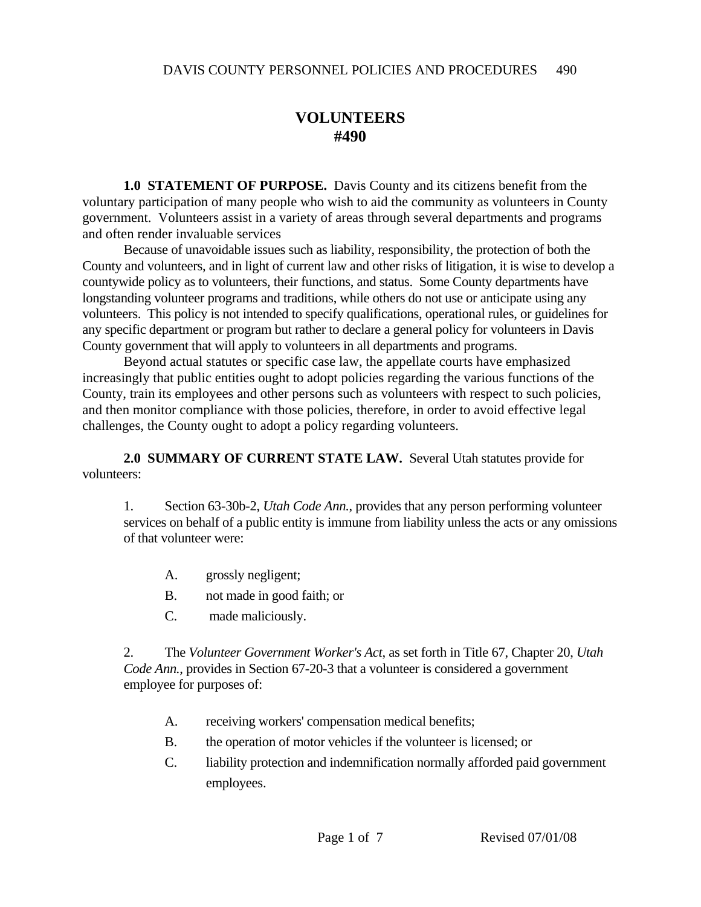# VOLUNTEERS
# #490

**1.0 STATEMENT OF PURPOSE.** Davis County and its citizens benefit from the voluntary participation of many people who wish to aid the community as volunteers in County government. Volunteers assist in a variety of areas through several departments and programs and often render invaluable services

Because of unavoidable issues such as liability, responsibility, the protection of both the County and volunteers, and in light of current law and other risks of litigation, it is wise to develop a countywide policy as to volunteers, their functions, and status. Some County departments have longstanding volunteer programs and traditions, while others do not use or anticipate using any volunteers. This policy is not intended to specify qualifications, operational rules, or guidelines for any specific department or program but rather to declare a general policy for volunteers in Davis County government that will apply to volunteers in all departments and programs.

Beyond actual statutes or specific case law, the appellate courts have emphasized increasingly that public entities ought to adopt policies regarding the various functions of the County, train its employees and other persons such as volunteers with respect to such policies, and then monitor compliance with those policies, therefore, in order to avoid effective legal challenges, the County ought to adopt a policy regarding volunteers.

**2.0 SUMMARY OF CURRENT STATE LAW.** Several Utah statutes provide for volunteers:

1. Section 63-30b-2, *Utah Code Ann.*, provides that any person performing volunteer services on behalf of a public entity is immune from liability unless the acts or any omissions of that volunteer were:

   A. grossly negligent;

   B. not made in good faith; or

   C. made maliciously.

2. The *Volunteer Government Worker's Act*, as set forth in Title 67, Chapter 20, *Utah Code Ann.*, provides in Section 67-20-3 that a volunteer is considered a government employee for purposes of:

   A. receiving workers' compensation medical benefits;

   B. the operation of motor vehicles if the volunteer is licensed; or

   C. liability protection and indemnification normally afforded paid government employees.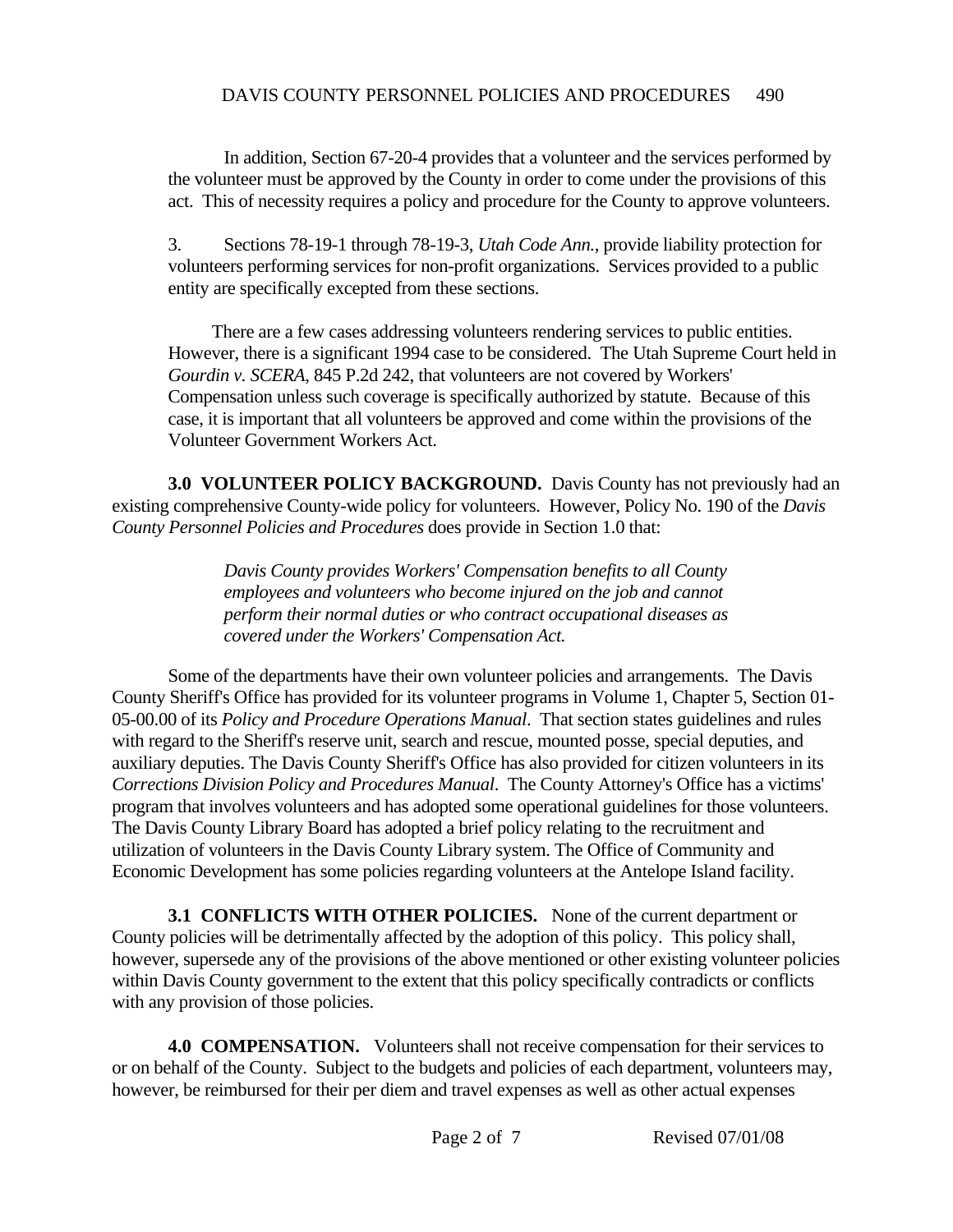In addition, Section 67-20-4 provides that a volunteer and the services performed by the volunteer must be approved by the County in order to come under the provisions of this act. This of necessity requires a policy and procedure for the County to approve volunteers.

3. Sections 78-19-1 through 78-19-3, *Utah Code Ann.*, provide liability protection for volunteers performing services for non-profit organizations. Services provided to a public entity are specifically excepted from these sections.

There are a few cases addressing volunteers rendering services to public entities. However, there is a significant 1994 case to be considered. The Utah Supreme Court held in *Gourdin v. SCERA*, 845 P.2d 242, that volunteers are not covered by Workers' Compensation unless such coverage is specifically authorized by statute. Because of this case, it is important that all volunteers be approved and come within the provisions of the Volunteer Government Workers Act.

**3.0 VOLUNTEER POLICY BACKGROUND.** Davis County has not previously had an existing comprehensive County-wide policy for volunteers. However, Policy No. 190 of the *Davis County Personnel Policies and Procedures* does provide in Section 1.0 that:

> *Davis County provides Workers' Compensation benefits to all County employees and volunteers who become injured on the job and cannot perform their normal duties or who contract occupational diseases as covered under the Workers' Compensation Act.*

Some of the departments have their own volunteer policies and arrangements. The Davis County Sheriff's Office has provided for its volunteer programs in Volume 1, Chapter 5, Section 01-05-00.00 of its *Policy and Procedure Operations Manual*. That section states guidelines and rules with regard to the Sheriff's reserve unit, search and rescue, mounted posse, special deputies, and auxiliary deputies. The Davis County Sheriff's Office has also provided for citizen volunteers in its *Corrections Division Policy and Procedures Manual*. The County Attorney's Office has a victims' program that involves volunteers and has adopted some operational guidelines for those volunteers. The Davis County Library Board has adopted a brief policy relating to the recruitment and utilization of volunteers in the Davis County Library system. The Office of Community and Economic Development has some policies regarding volunteers at the Antelope Island facility.

**3.1 CONFLICTS WITH OTHER POLICIES.** None of the current department or County policies will be detrimentally affected by the adoption of this policy. This policy shall, however, supersede any of the provisions of the above mentioned or other existing volunteer policies within Davis County government to the extent that this policy specifically contradicts or conflicts with any provision of those policies.

**4.0 COMPENSATION.** Volunteers shall not receive compensation for their services to or on behalf of the County. Subject to the budgets and policies of each department, volunteers may, however, be reimbursed for their per diem and travel expenses as well as other actual expenses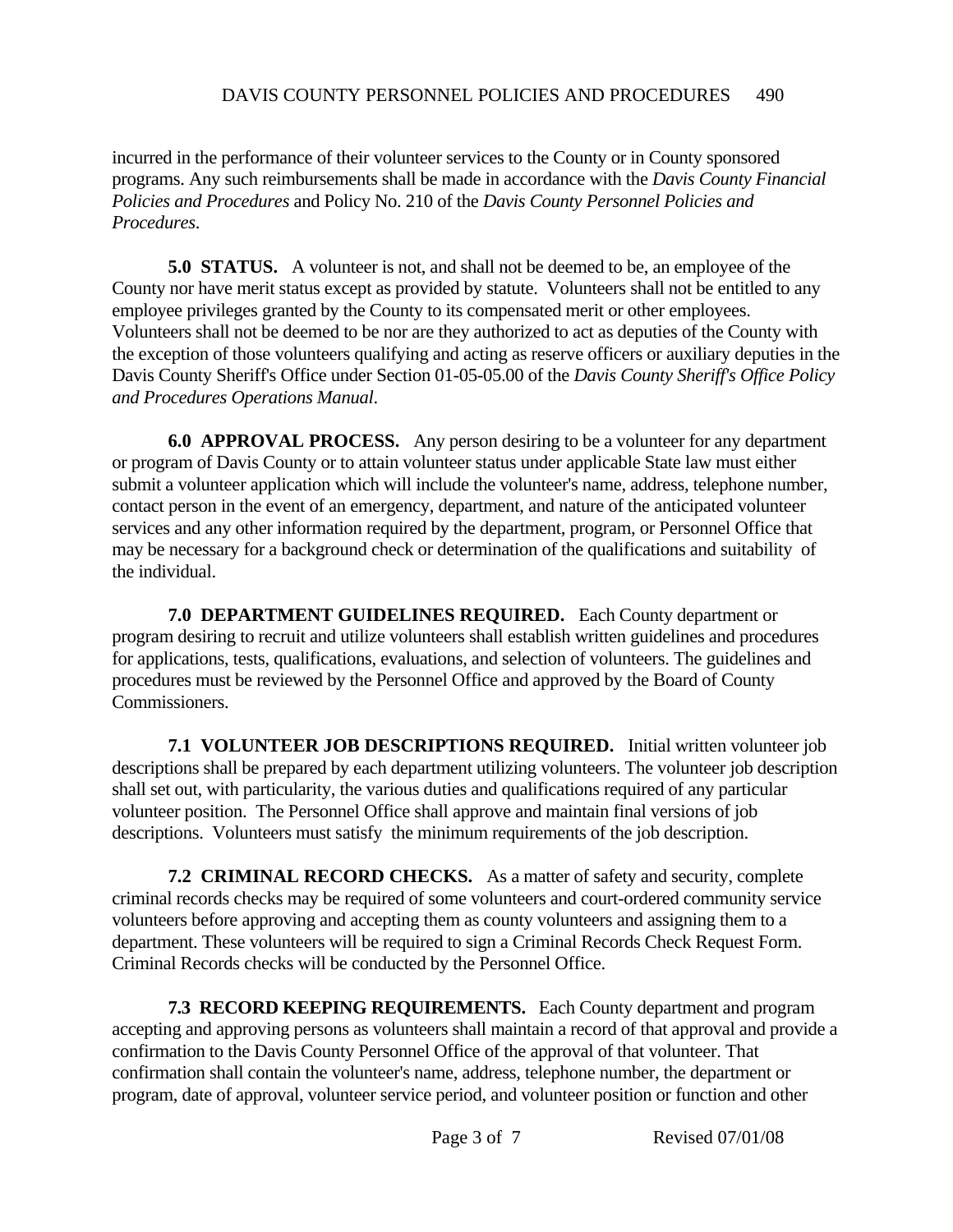incurred in the performance of their volunteer services to the County or in County sponsored programs. Any such reimbursements shall be made in accordance with the *Davis County Financial Policies and Procedures* and Policy No. 210 of the *Davis County Personnel Policies and Procedures*.

**5.0 STATUS.** A volunteer is not, and shall not be deemed to be, an employee of the County nor have merit status except as provided by statute. Volunteers shall not be entitled to any employee privileges granted by the County to its compensated merit or other employees. Volunteers shall not be deemed to be nor are they authorized to act as deputies of the County with the exception of those volunteers qualifying and acting as reserve officers or auxiliary deputies in the Davis County Sheriff's Office under Section 01-05-05.00 of the *Davis County Sheriff's Office Policy and Procedures Operations Manual*.

**6.0 APPROVAL PROCESS.** Any person desiring to be a volunteer for any department or program of Davis County or to attain volunteer status under applicable State law must either submit a volunteer application which will include the volunteer's name, address, telephone number, contact person in the event of an emergency, department, and nature of the anticipated volunteer services and any other information required by the department, program, or Personnel Office that may be necessary for a background check or determination of the qualifications and suitability of the individual.

**7.0 DEPARTMENT GUIDELINES REQUIRED.** Each County department or program desiring to recruit and utilize volunteers shall establish written guidelines and procedures for applications, tests, qualifications, evaluations, and selection of volunteers. The guidelines and procedures must be reviewed by the Personnel Office and approved by the Board of County Commissioners.

**7.1 VOLUNTEER JOB DESCRIPTIONS REQUIRED.** Initial written volunteer job descriptions shall be prepared by each department utilizing volunteers. The volunteer job description shall set out, with particularity, the various duties and qualifications required of any particular volunteer position. The Personnel Office shall approve and maintain final versions of job descriptions. Volunteers must satisfy the minimum requirements of the job description.

**7.2 CRIMINAL RECORD CHECKS.** As a matter of safety and security, complete criminal records checks may be required of some volunteers and court-ordered community service volunteers before approving and accepting them as county volunteers and assigning them to a department. These volunteers will be required to sign a Criminal Records Check Request Form. Criminal Records checks will be conducted by the Personnel Office.

**7.3 RECORD KEEPING REQUIREMENTS.** Each County department and program accepting and approving persons as volunteers shall maintain a record of that approval and provide a confirmation to the Davis County Personnel Office of the approval of that volunteer. That confirmation shall contain the volunteer's name, address, telephone number, the department or program, date of approval, volunteer service period, and volunteer position or function and other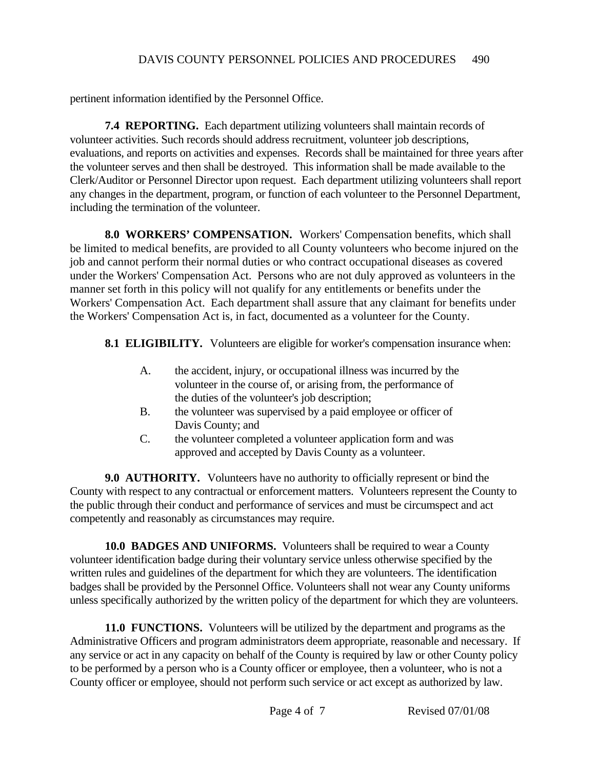pertinent information identified by the Personnel Office.

**7.4 REPORTING.** Each department utilizing volunteers shall maintain records of volunteer activities. Such records should address recruitment, volunteer job descriptions, evaluations, and reports on activities and expenses. Records shall be maintained for three years after the volunteer serves and then shall be destroyed. This information shall be made available to the Clerk/Auditor or Personnel Director upon request. Each department utilizing volunteers shall report any changes in the department, program, or function of each volunteer to the Personnel Department, including the termination of the volunteer.

**8.0 WORKERS' COMPENSATION.** Workers' Compensation benefits, which shall be limited to medical benefits, are provided to all County volunteers who become injured on the job and cannot perform their normal duties or who contract occupational diseases as covered under the Workers' Compensation Act. Persons who are not duly approved as volunteers in the manner set forth in this policy will not qualify for any entitlements or benefits under the Workers' Compensation Act. Each department shall assure that any claimant for benefits under the Workers' Compensation Act is, in fact, documented as a volunteer for the County.

**8.1 ELIGIBILITY.** Volunteers are eligible for worker's compensation insurance when:

- A. the accident, injury, or occupational illness was incurred by the volunteer in the course of, or arising from, the performance of the duties of the volunteer's job description;
- B. the volunteer was supervised by a paid employee or officer of Davis County; and
- C. the volunteer completed a volunteer application form and was approved and accepted by Davis County as a volunteer.

**9.0 AUTHORITY.** Volunteers have no authority to officially represent or bind the County with respect to any contractual or enforcement matters. Volunteers represent the County to the public through their conduct and performance of services and must be circumspect and act competently and reasonably as circumstances may require.

**10.0 BADGES AND UNIFORMS.** Volunteers shall be required to wear a County volunteer identification badge during their voluntary service unless otherwise specified by the written rules and guidelines of the department for which they are volunteers. The identification badges shall be provided by the Personnel Office. Volunteers shall not wear any County uniforms unless specifically authorized by the written policy of the department for which they are volunteers.

**11.0 FUNCTIONS.** Volunteers will be utilized by the department and programs as the Administrative Officers and program administrators deem appropriate, reasonable and necessary. If any service or act in any capacity on behalf of the County is required by law or other County policy to be performed by a person who is a County officer or employee, then a volunteer, who is not a County officer or employee, should not perform such service or act except as authorized by law.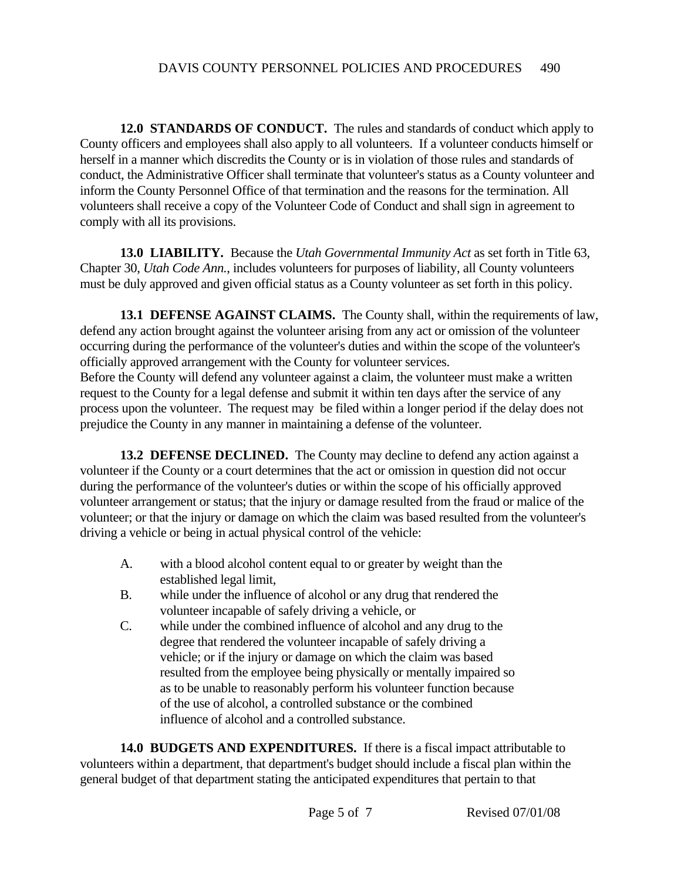**12.0 STANDARDS OF CONDUCT.** The rules and standards of conduct which apply to County officers and employees shall also apply to all volunteers. If a volunteer conducts himself or herself in a manner which discredits the County or is in violation of those rules and standards of conduct, the Administrative Officer shall terminate that volunteer's status as a County volunteer and inform the County Personnel Office of that termination and the reasons for the termination. All volunteers shall receive a copy of the Volunteer Code of Conduct and shall sign in agreement to comply with all its provisions.

**13.0 LIABILITY.** Because the *Utah Governmental Immunity Act* as set forth in Title 63, Chapter 30, *Utah Code Ann.*, includes volunteers for purposes of liability, all County volunteers must be duly approved and given official status as a County volunteer as set forth in this policy.

**13.1 DEFENSE AGAINST CLAIMS.** The County shall, within the requirements of law, defend any action brought against the volunteer arising from any act or omission of the volunteer occurring during the performance of the volunteer's duties and within the scope of the volunteer's officially approved arrangement with the County for volunteer services.
Before the County will defend any volunteer against a claim, the volunteer must make a written request to the County for a legal defense and submit it within ten days after the service of any process upon the volunteer. The request may be filed within a longer period if the delay does not prejudice the County in any manner in maintaining a defense of the volunteer.

**13.2 DEFENSE DECLINED.** The County may decline to defend any action against a volunteer if the County or a court determines that the act or omission in question did not occur during the performance of the volunteer's duties or within the scope of his officially approved volunteer arrangement or status; that the injury or damage resulted from the fraud or malice of the volunteer; or that the injury or damage on which the claim was based resulted from the volunteer's driving a vehicle or being in actual physical control of the vehicle:

A. with a blood alcohol content equal to or greater by weight than the established legal limit,

B. while under the influence of alcohol or any drug that rendered the volunteer incapable of safely driving a vehicle, or

C. while under the combined influence of alcohol and any drug to the degree that rendered the volunteer incapable of safely driving a vehicle; or if the injury or damage on which the claim was based resulted from the employee being physically or mentally impaired so as to be unable to reasonably perform his volunteer function because of the use of alcohol, a controlled substance or the combined influence of alcohol and a controlled substance.

**14.0 BUDGETS AND EXPENDITURES.** If there is a fiscal impact attributable to volunteers within a department, that department's budget should include a fiscal plan within the general budget of that department stating the anticipated expenditures that pertain to that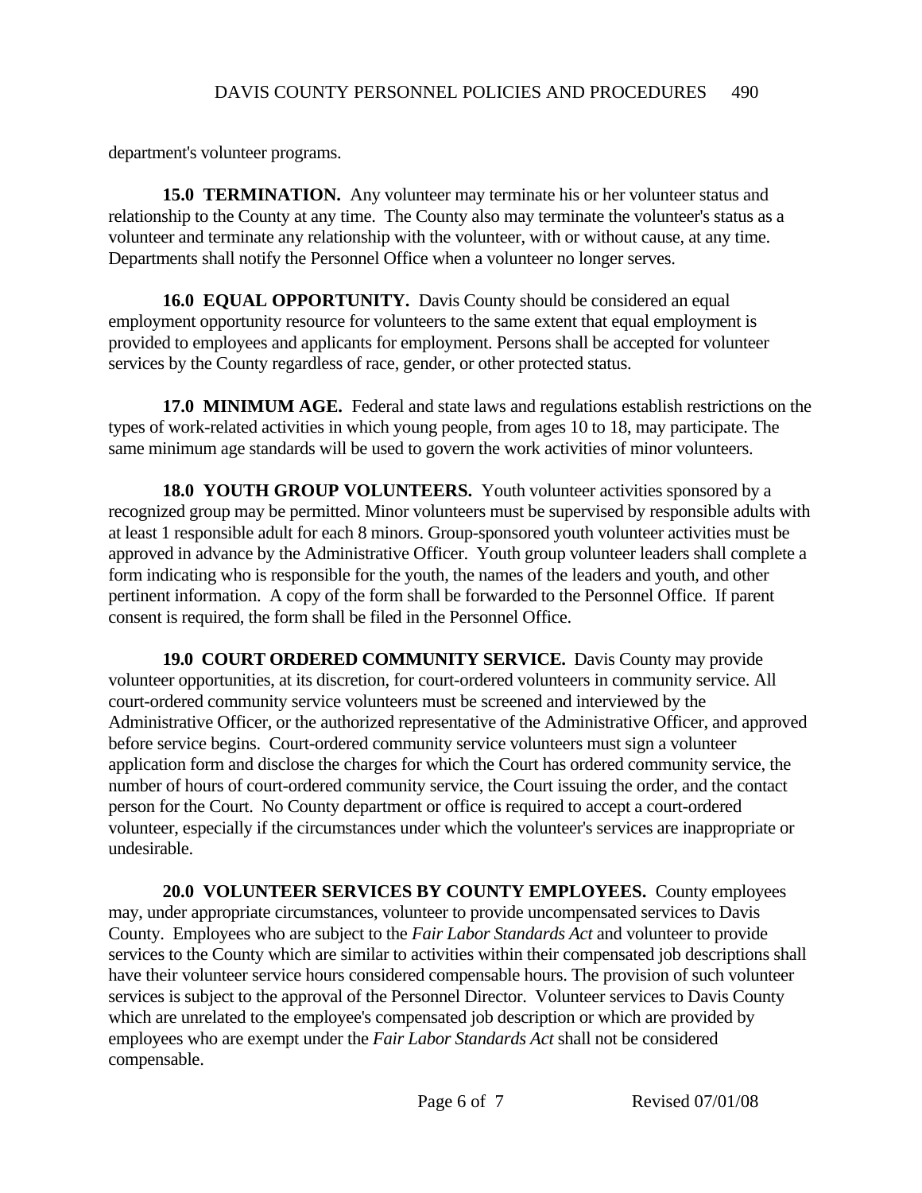department's volunteer programs.

**15.0 TERMINATION.** Any volunteer may terminate his or her volunteer status and relationship to the County at any time. The County also may terminate the volunteer's status as a volunteer and terminate any relationship with the volunteer, with or without cause, at any time. Departments shall notify the Personnel Office when a volunteer no longer serves.

**16.0 EQUAL OPPORTUNITY.** Davis County should be considered an equal employment opportunity resource for volunteers to the same extent that equal employment is provided to employees and applicants for employment. Persons shall be accepted for volunteer services by the County regardless of race, gender, or other protected status.

**17.0 MINIMUM AGE.** Federal and state laws and regulations establish restrictions on the types of work-related activities in which young people, from ages 10 to 18, may participate. The same minimum age standards will be used to govern the work activities of minor volunteers.

**18.0 YOUTH GROUP VOLUNTEERS.** Youth volunteer activities sponsored by a recognized group may be permitted. Minor volunteers must be supervised by responsible adults with at least 1 responsible adult for each 8 minors. Group-sponsored youth volunteer activities must be approved in advance by the Administrative Officer. Youth group volunteer leaders shall complete a form indicating who is responsible for the youth, the names of the leaders and youth, and other pertinent information. A copy of the form shall be forwarded to the Personnel Office. If parent consent is required, the form shall be filed in the Personnel Office.

**19.0 COURT ORDERED COMMUNITY SERVICE.** Davis County may provide volunteer opportunities, at its discretion, for court-ordered volunteers in community service. All court-ordered community service volunteers must be screened and interviewed by the Administrative Officer, or the authorized representative of the Administrative Officer, and approved before service begins. Court-ordered community service volunteers must sign a volunteer application form and disclose the charges for which the Court has ordered community service, the number of hours of court-ordered community service, the Court issuing the order, and the contact person for the Court. No County department or office is required to accept a court-ordered volunteer, especially if the circumstances under which the volunteer's services are inappropriate or undesirable.

**20.0 VOLUNTEER SERVICES BY COUNTY EMPLOYEES.** County employees may, under appropriate circumstances, volunteer to provide uncompensated services to Davis County. Employees who are subject to the *Fair Labor Standards Act* and volunteer to provide services to the County which are similar to activities within their compensated job descriptions shall have their volunteer service hours considered compensable hours. The provision of such volunteer services is subject to the approval of the Personnel Director. Volunteer services to Davis County which are unrelated to the employee's compensated job description or which are provided by employees who are exempt under the *Fair Labor Standards Act* shall not be considered compensable.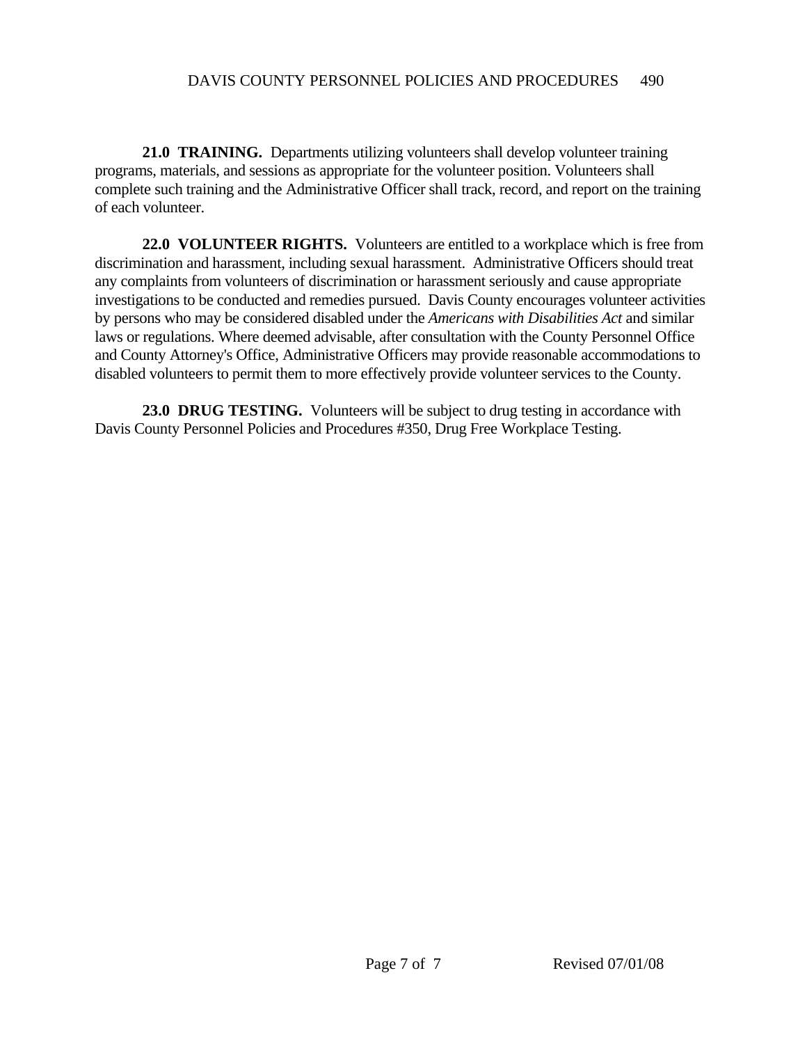**21.0 TRAINING.** Departments utilizing volunteers shall develop volunteer training programs, materials, and sessions as appropriate for the volunteer position. Volunteers shall complete such training and the Administrative Officer shall track, record, and report on the training of each volunteer.

**22.0 VOLUNTEER RIGHTS.** Volunteers are entitled to a workplace which is free from discrimination and harassment, including sexual harassment. Administrative Officers should treat any complaints from volunteers of discrimination or harassment seriously and cause appropriate investigations to be conducted and remedies pursued. Davis County encourages volunteer activities by persons who may be considered disabled under the *Americans with Disabilities Act* and similar laws or regulations. Where deemed advisable, after consultation with the County Personnel Office and County Attorney's Office, Administrative Officers may provide reasonable accommodations to disabled volunteers to permit them to more effectively provide volunteer services to the County.

**23.0 DRUG TESTING.** Volunteers will be subject to drug testing in accordance with Davis County Personnel Policies and Procedures #350, Drug Free Workplace Testing.